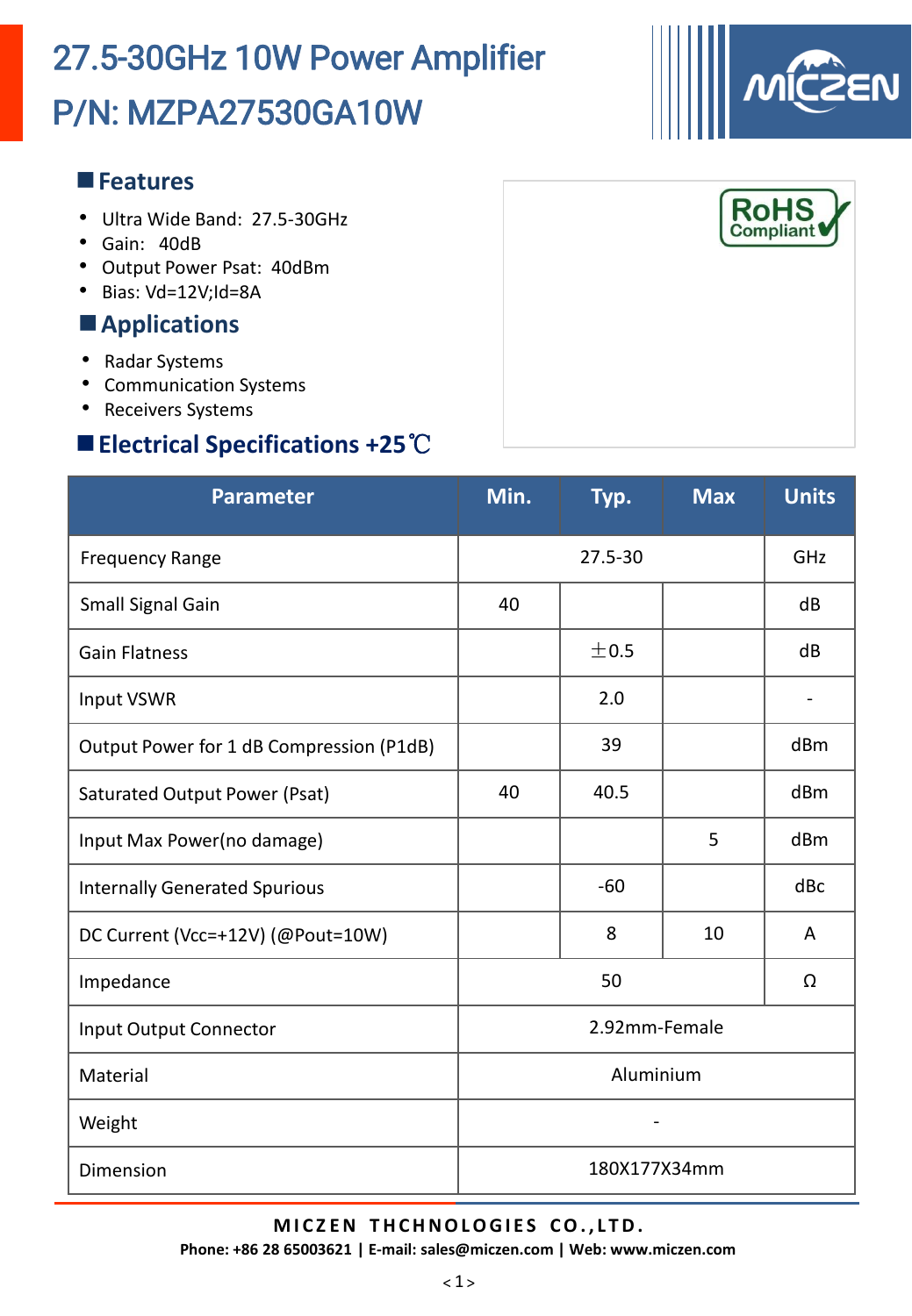# 27.5-30GHz 10W Power Amplifier
# P/N: MZPA27530GA10W

## Features

- Ultra Wide Band: 27.5-30GHz
- Gain: 40dB
- Output Power Psat: 40dBm
- Bias: Vd=12V;Id=8A

## Applications

- Radar Systems
- Communication Systems
- Receivers Systems

RoHS Compliant

## Electrical Specifications +25℃

| Parameter | Min. | Typ. | Max | Units |
|---|---|---|---|---|
| Frequency Range | | 27.5-30 | | GHz |
| Small Signal Gain | 40 | | | dB |
| Gain Flatness | | ±0.5 | | dB |
| Input VSWR | | 2.0 | | - |
| Output Power for 1 dB Compression (P1dB) | | 39 | | dBm |
| Saturated Output Power (Psat) | 40 | 40.5 | | dBm |
| Input Max Power(no damage) | | | 5 | dBm |
| Internally Generated Spurious | | -60 | | dBc |
| DC Current (Vcc=+12V) (@Pout=10W) | | 8 | 10 | A |
| Impedance | | 50 | | Ω |
| Input Output Connector | | 2.92mm-Female | | |
| Material | | Aluminium | | |
| Weight | | - | | |
| Dimension | | 180X177X34mm | | |

**MICZEN THCHNOLOGIES CO.,LTD.**

**Phone: +86 28 65003621 | E-mail: sales@miczen.com | Web: www.miczen.com**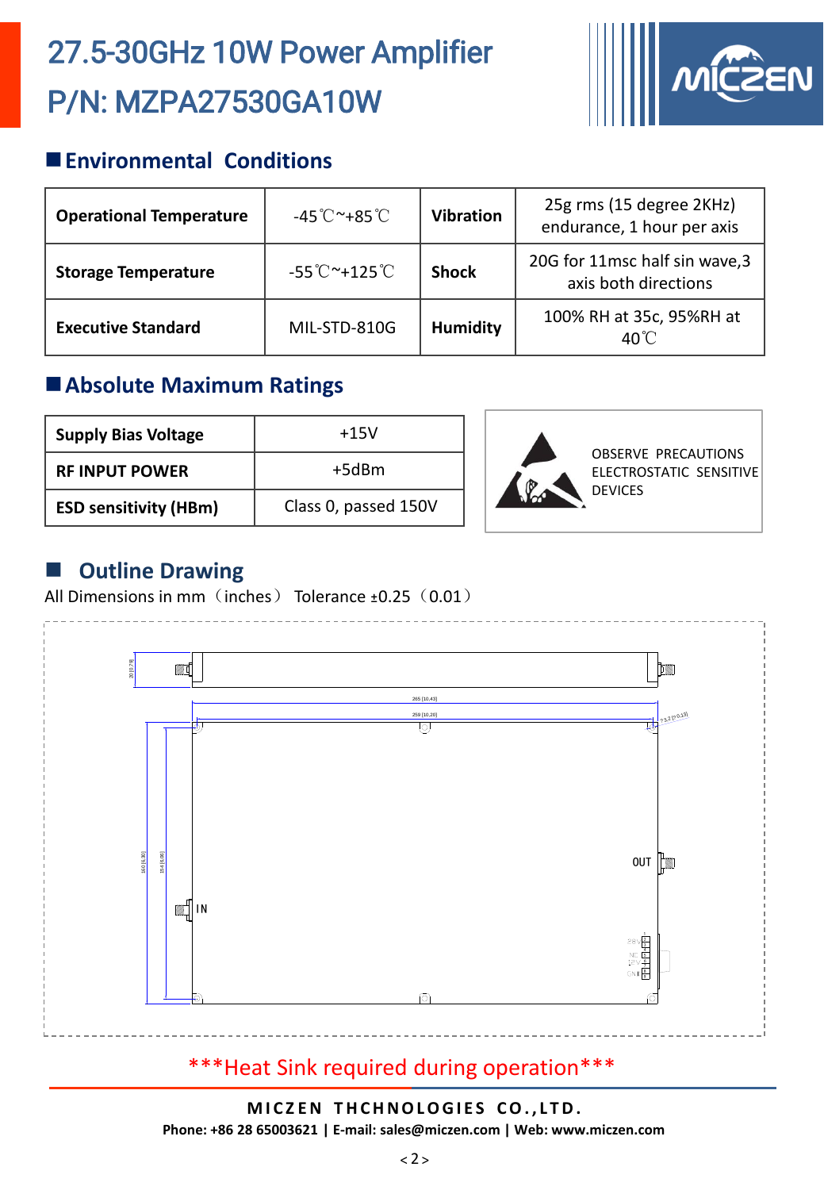# 27.5-30GHz 10W Power Amplifier
# P/N: MZPA27530GA10W

## ■ Environmental Conditions

| | | | |
|---|---|---|---|
| **Operational Temperature** | -45℃~+85℃ | **Vibration** | 25g rms (15 degree 2KHz) endurance, 1 hour per axis |
| **Storage Temperature** | -55℃~+125℃ | **Shock** | 20G for 11msc half sin wave,3 axis both directions |
| **Executive Standard** | MIL-STD-810G | **Humidity** | 100% RH at 35c, 95%RH at 40℃ |

## ■ Absolute Maximum Ratings

| | |
|---|---|
| **Supply Bias Voltage** | +15V |
| **RF INPUT POWER** | +5dBm |
| **ESD sensitivity (HBm)** | Class 0, passed 150V |

OBSERVE PRECAUTIONS ELECTROSTATIC SENSITIVE DEVICES

## ■ Outline Drawing

All Dimensions in mm（inches） Tolerance ±0.25（0.01）

20 [0.79]
265 [10.43]
259 [10.20]
3.2 [0.13]
160 [6.30]
154 [6.06]
IN
OUT

***Heat Sink required during operation***

**MICZEN THCHNOLOGIES CO.,LTD.**
**Phone: +86 28 65003621 | E-mail: sales@miczen.com | Web: www.miczen.com**